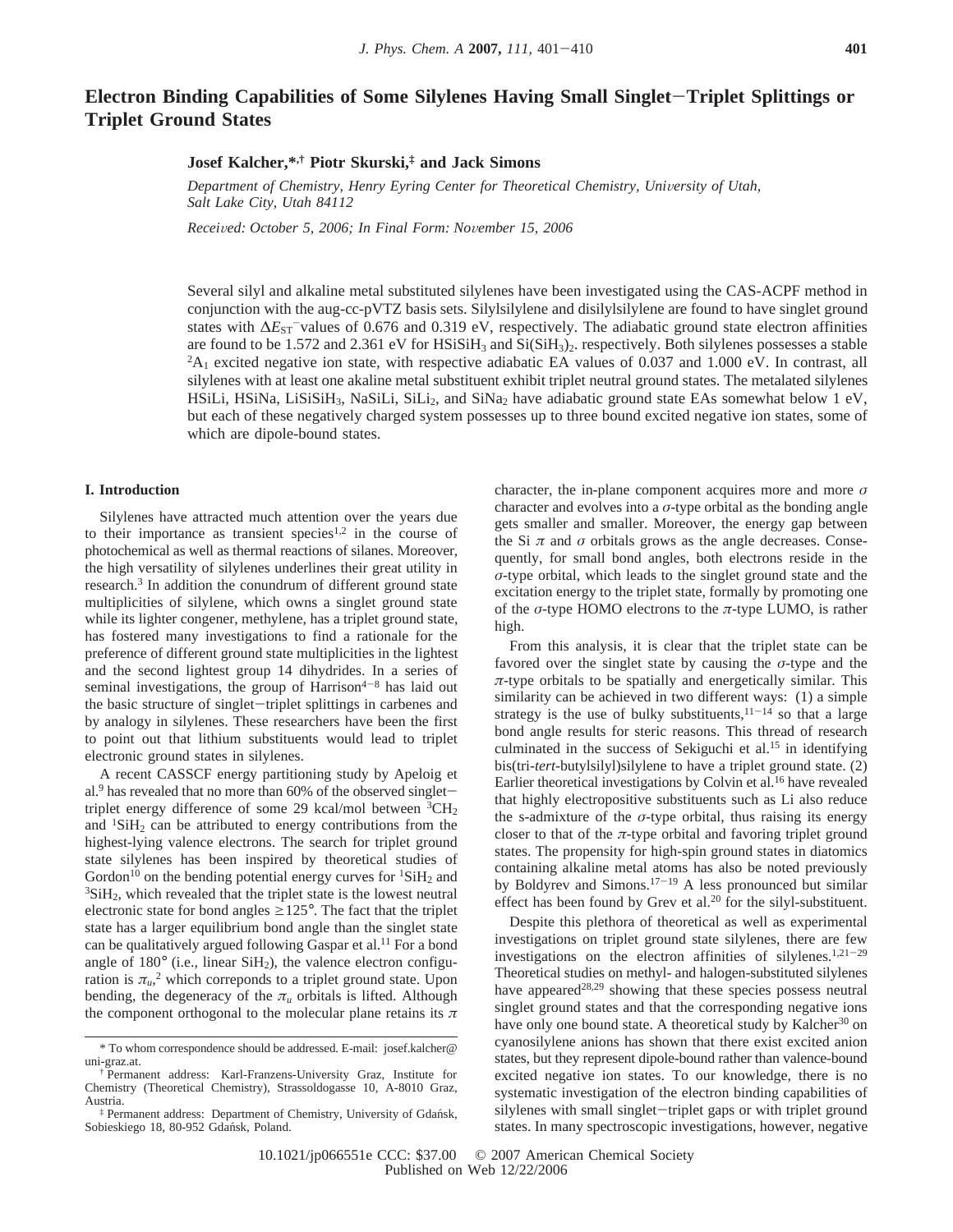# Electron Binding Capabilities of Some Silylenes Having Small Singlet−Triplet Splittings or Triplet Ground States

**Josef Kalcher,\*,† Piotr Skurski,‡ and Jack Simons**

*Department of Chemistry, Henry Eyring Center for Theoretical Chemistry, University of Utah, Salt Lake City, Utah 84112*

*Received: October 5, 2006; In Final Form: November 15, 2006*

Several silyl and alkaline metal substituted silylenes have been investigated using the CAS-ACPF method in conjunction with the aug-cc-pVTZ basis sets. Silylsilylene and disilylsilylene are found to have singlet ground states with $\Delta E_{ST}^{-}$ values of 0.676 and 0.319 eV, respectively. The adiabatic ground state electron affinities are found to be 1.572 and 2.361 eV for $HSiSiH_3$ and $Si(SiH_3)_2$. respectively. Both silylenes possesses a stable $^2A_1$ excited negative ion state, with respective adiabatic EA values of 0.037 and 1.000 eV. In contrast, all silylenes with at least one akaline metal substituent exhibit triplet neutral ground states. The metalated silylenes HSiLi, HSiNa, $LiSiSiH_3$, NaSiLi, $SiLi_2$, and $SiNa_2$ have adiabatic ground state EAs somewhat below 1 eV, but each of these negatively charged system possesses up to three bound excited negative ion states, some of which are dipole-bound states.

## I. Introduction

Silylenes have attracted much attention over the years due to their importance as transient species[1,2] in the course of photochemical as well as thermal reactions of silanes. Moreover, the high versatility of silylenes underlines their great utility in research.[3] In addition the conundrum of different ground state multiplicities of silylene, which owns a singlet ground state while its lighter congener, methylene, has a triplet ground state, has fostered many investigations to find a rationale for the preference of different ground state multiplicities in the lightest and the second lightest group 14 dihydrides. In a series of seminal investigations, the group of Harrison[4−8] has laid out the basic structure of singlet−triplet splittings in carbenes and by analogy in silylenes. These researchers have been the first to point out that lithium substituents would lead to triplet electronic ground states in silylenes.

A recent CASSCF energy partitioning study by Apeloig et al.[9] has revealed that no more than 60% of the observed singlet−triplet energy difference of some 29 kcal/mol between $^3CH_2$ and $^1SiH_2$ can be attributed to energy contributions from the highest-lying valence electrons. The search for triplet ground state silylenes has been inspired by theoretical studies of Gordon[10] on the bending potential energy curves for $^1SiH_2$ and $^3SiH_2$, which revealed that the triplet state is the lowest neutral electronic state for bond angles $\geq 125°$. The fact that the triplet state has a larger equilibrium bond angle than the singlet state can be qualitatively argued following Gaspar et al.[11] For a bond angle of 180° (i.e., linear $SiH_2$), the valence electron configuration is $\pi_u^2$ which correponds to a triplet ground state. Upon bending, the degeneracy of the $\pi_u$ orbitals is lifted. Although the component orthogonal to the molecular plane retains its $\pi$ character, the in-plane component acquires more and more $\sigma$ character and evolves into a $\sigma$-type orbital as the bonding angle gets smaller and smaller. Moreover, the energy gap between the Si $\pi$ and $\sigma$ orbitals grows as the angle decreases. Consequently, for small bond angles, both electrons reside in the $\sigma$-type orbital, which leads to the singlet ground state and the excitation energy to the triplet state, formally by promoting one of the $\sigma$-type HOMO electrons to the $\pi$-type LUMO, is rather high.

From this analysis, it is clear that the triplet state can be favored over the singlet state by causing the $\sigma$-type and the $\pi$-type orbitals to be spatially and energetically similar. This similarity can be achieved in two different ways: (1) a simple strategy is the use of bulky substituents,[11−14] so that a large bond angle results for steric reasons. This thread of research culminated in the success of Sekiguchi et al.[15] in identifying bis(tri-*tert*-butylsilyl)silylene to have a triplet ground state. (2) Earlier theoretical investigations by Colvin et al.[16] have revealed that highly electropositive substituents such as Li also reduce the s-admixture of the $\sigma$-type orbital, thus raising its energy closer to that of the $\pi$-type orbital and favoring triplet ground states. The propensity for high-spin ground states in diatomics containing alkaline metal atoms has also be noted previously by Boldyrev and Simons.[17−19] A less pronounced but similar effect has been found by Grev et al.[20] for the silyl-substituent.

Despite this plethora of theoretical as well as experimental investigations on triplet ground state silylenes, there are few investigations on the electron affinities of silylenes.[1,21−29] Theoretical studies on methyl- and halogen-substituted silylenes have appeared[28,29] showing that these species possess neutral singlet ground states and that the corresponding negative ions have only one bound state. A theoretical study by Kalcher[30] on cyanosilylene anions has shown that there exist excited anion states, but they represent dipole-bound rather than valence-bound excited negative ion states. To our knowledge, there is no systematic investigation of the electron binding capabilities of silylenes with small singlet−triplet gaps or with triplet ground states. In many spectroscopic investigations, however, negative

---

\* To whom correspondence should be addressed. E-mail: josef.kalcher@uni-graz.at.

† Permanent address: Karl-Franzens-University Graz, Institute for Chemistry (Theoretical Chemistry), Strassoldogasse 10, A-8010 Graz, Austria.

‡ Permanent address: Department of Chemistry, University of Gdańsk, Sobieskiego 18, 80-952 Gdańsk, Poland.

10.1021/jp066551e CCC: $37.00 © 2007 American Chemical Society
Published on Web 12/22/2006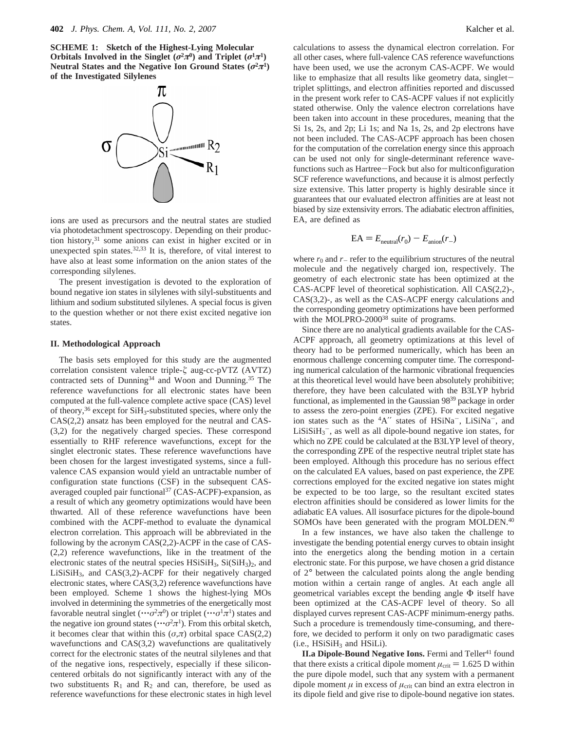**SCHEME 1: Sketch of the Highest-Lying Molecular Orbitals Involved in the Singlet ($\sigma^2\pi^0$) and Triplet ($\sigma^1\pi^1$) Neutral States and the Negative Ion Ground States ($\sigma^2\pi^1$) of the Investigated Silylenes**

ions are used as precursors and the neutral states are studied via photodetachment spectroscopy. Depending on their production history,[31] some anions can exist in higher excited or in unexpected spin states.[32,33] It is, therefore, of vital interest to have also at least some information on the anion states of the corresponding silylenes.

The present investigation is devoted to the exploration of bound negative ion states in silylenes with silyl-substituents and lithium and sodium substituted silylenes. A special focus is given to the question whether or not there exist excited negative ion states.

## II. Methodological Approach

The basis sets employed for this study are the augmented correlation consistent valence triple-ζ aug-cc-pVTZ (AVTZ) contracted sets of Dunning[34] and Woon and Dunning.[35] The reference wavefunctions for all electronic states have been computed at the full-valence complete active space (CAS) level of theory,[36] except for $SiH_3$-substituted species, where only the CAS(2,2) ansatz has been employed for the neutral and CAS-(3,2) for the negatively charged species. These correspond essentially to RHF reference wavefunctions, except for the singlet electronic states. These reference wavefunctions have been chosen for the largest investigated systems, since a full-valence CAS expansion would yield an untractable number of configuration state functions (CSF) in the subsequent CAS-averaged coupled pair functional[37] (CAS-ACPF)-expansion, as a result of which any geometry optimizations would have been thwarted. All of these reference wavefunctions have been combined with the ACPF-method to evaluate the dynamical electron correlation. This approach will be abbreviated in the following by the acronym CAS(2,2)-ACPF in the case of CAS-(2,2) reference wavefunctions, like in the treatment of the electronic states of the neutral species $HSiSiH_3$, $Si(SiH_3)_2$, and $LiSiSiH_3$, and CAS(3,2)-ACPF for their negatively charged electronic states, where CAS(3,2) reference wavefunctions have been employed. Scheme 1 shows the highest-lying MOs involved in determining the symmetries of the energetically most favorable neutral singlet ($\cdots\sigma^2\pi^0$) or triplet ($\cdots\sigma^1\pi^1$) states and the negative ion ground states ($\cdots\sigma^2\pi^1$). From this orbital sketch, it becomes clear that within this ($\sigma$,$\pi$) orbital space CAS(2,2) wavefunctions and CAS(3,2) wavefunctions are qualitatively correct for the electronic states of the neutral silylenes and that of the negative ions, respectively, especially if these silicon-centered orbitals do not significantly interact with any of the two substituents $R_1$ and $R_2$ and can, therefore, be used as reference wavefunctions for these electronic states in high level calculations to assess the dynamical electron correlation. For all other cases, where full-valence CAS reference wavefunctions have been used, we use the acronym CAS-ACPF. We would like to emphasize that all results like geometry data, singlet–triplet splittings, and electron affinities reported and discussed in the present work refer to CAS-ACPF values if not explicitly stated otherwise. Only the valence electron correlations have been taken into account in these procedures, meaning that the Si 1s, 2s, and 2p; Li 1s; and Na 1s, 2s, and 2p electrons have not been included. The CAS-ACPF approach has been chosen for the computation of the correlation energy since this approach can be used not only for single-determinant reference wavefunctions such as Hartree–Fock but also for multiconfiguration SCF reference wavefunctions, and because it is almost perfectly size extensive. This latter property is highly desirable since it guarantees that our evaluated electron affinities are at least not biased by size extensivity errors. The adiabatic electron affinities, EA, are defined as

$$\mathrm{EA} = E_{\mathrm{neutral}}(r_0) - E_{\mathrm{anion}}(r_-)$$

where $r_0$ and $r_-$ refer to the equilibrium structures of the neutral molecule and the negatively charged ion, respectively. The geometry of each electronic state has been optimized at the CAS-ACPF level of theoretical sophistication. All CAS(2,2)-, CAS(3,2)-, as well as the CAS-ACPF energy calculations and the corresponding geometry optimizations have been performed with the MOLPRO-2000[38] suite of programs.

Since there are no analytical gradients available for the CAS-ACPF approach, all geometry optimizations at this level of theory had to be performed numerically, which has been an enormous challenge concerning computer time. The corresponding numerical calculation of the harmonic vibrational frequencies at this theoretical level would have been absolutely prohibitive; therefore, they have been calculated with the B3LYP hybrid functional, as implemented in the Gaussian 98[39] package in order to assess the zero-point energies (ZPE). For excited negative ion states such as the $^4A''$ states of $HSiNa^-$, $LiSiNa^-$, and $LiSiSiH_3^-$, as well as all dipole-bound negative ion states, for which no ZPE could be calculated at the B3LYP level of theory, the corresponding ZPE of the respective neutral triplet state has been employed. Although this procedure has no serious effect on the calculated EA values, based on past experience, the ZPE corrections employed for the excited negative ion states might be expected to be too large, so the resultant excited states electron affinities should be considered as lower limits for the adiabatic EA values. All isosurface pictures for the dipole-bound SOMOs have been generated with the program MOLDEN.[40]

In a few instances, we have also taken the challenge to investigate the bending potential energy curves to obtain insight into the energetics along the bending motion in a certain electronic state. For this purpose, we have chosen a grid distance of 2° between the calculated points along the angle bending motion within a certain range of angles. At each angle all geometrical variables except the bending angle Φ itself have been optimized at the CAS-ACPF level of theory. So all displayed curves represent CAS-ACPF minimum-energy paths. Such a procedure is tremendously time-consuming, and therefore, we decided to perform it only on two paradigmatic cases (i.e., $HSiSiH_3$ and HSiLi).

**II.a Dipole-Bound Negative Ions.** Fermi and Teller[41] found that there exists a critical dipole moment $\mu_{\mathrm{crit}} = 1.625$ D within the pure dipole model, such that any system with a permanent dipole moment $\mu$ in excess of $\mu_{\mathrm{crit}}$ can bind an extra electron in its dipole field and give rise to dipole-bound negative ion states.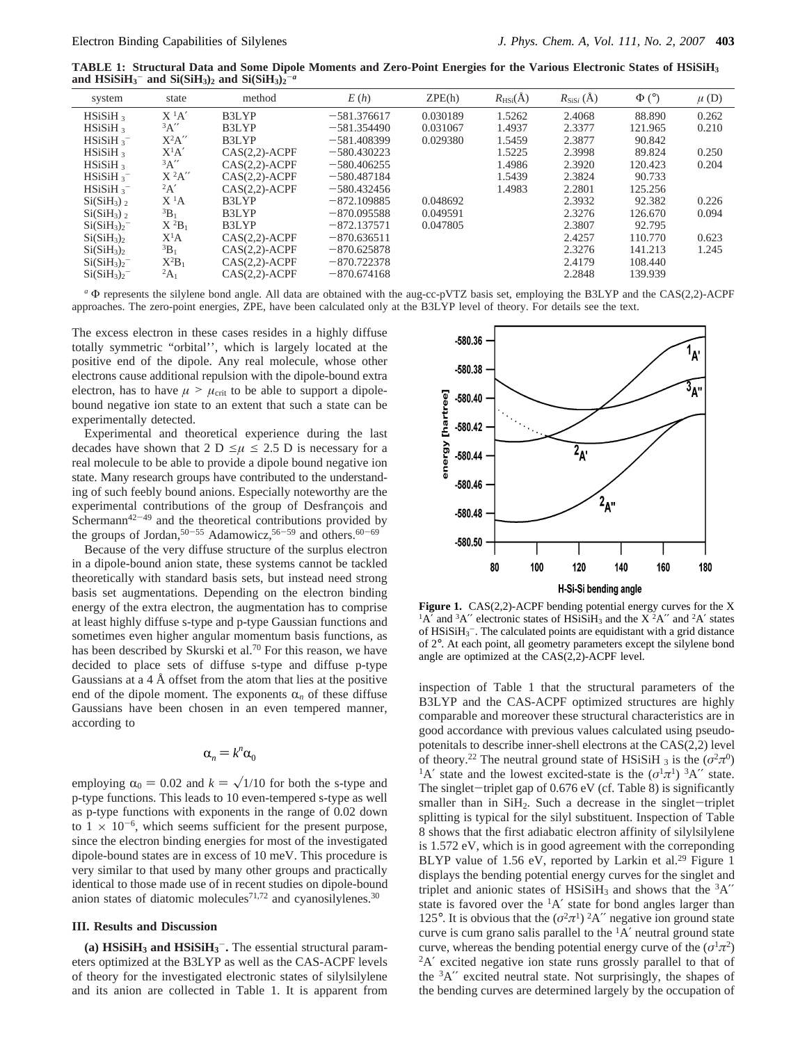**TABLE 1: Structural Data and Some Dipole Moments and Zero-Point Energies for the Various Electronic States of $HSiSiH_3$ and $HSiSiH_3^-$ and $Si(SiH_3)_2$ and $Si(SiH_3)_2^-$** [a]

| system | state | method | $E$ (h) | ZPE(h) | $R_{HSi}$(Å) | $R_{SiSi}$ (Å) | Φ (°) | $\mu$ (D) |
|---|---|---|---|---|---|---|---|---|
| $HSiSiH_3$ | X $^1A'$ | B3LYP | −581.376617 | 0.030189 | 1.5262 | 2.4068 | 88.890 | 0.262 |
| $HSiSiH_3$ | $^3A''$ | B3LYP | −581.354490 | 0.031067 | 1.4937 | 2.3377 | 121.965 | 0.210 |
| $HSiSiH_3^-$ | $X^2A''$ | B3LYP | −581.408399 | 0.029380 | 1.5459 | 2.3877 | 90.842 | |
| $HSiSiH_3$ | $X^1A'$ | CAS(2,2)-ACPF | −580.430223 | | 1.5225 | 2.3998 | 89.824 | 0.250 |
| $HSiSiH_3$ | $^3A''$ | CAS(2,2)-ACPF | −580.406255 | | 1.4986 | 2.3920 | 120.423 | 0.204 |
| $HSiSiH_3^-$ | X $^2A''$ | CAS(2,2)-ACPF | −580.487184 | | 1.5439 | 2.3824 | 90.733 | |
| $HSiSiH_3^-$ | $^2A'$ | CAS(2,2)-ACPF | −580.432456 | | 1.4983 | 2.2801 | 125.256 | |
| $Si(SiH_3)_2$ | X $^1A$ | B3LYP | −872.109885 | 0.048692 | | 2.3932 | 92.382 | 0.226 |
| $Si(SiH_3)_2$ | $^3B_1$ | B3LYP | −870.095588 | 0.049591 | | 2.3276 | 126.670 | 0.094 |
| $Si(SiH_3)_2^-$ | X $^2B_1$ | B3LYP | −872.137571 | 0.047805 | | 2.3807 | 92.795 | |
| $Si(SiH_3)_2$ | $X^1A$ | CAS(2,2)-ACPF | −870.636511 | | | 2.4257 | 110.770 | 0.623 |
| $Si(SiH_3)_2$ | $^3B_1$ | CAS(2,2)-ACPF | −870.625878 | | | 2.3276 | 141.213 | 1.245 |
| $Si(SiH_3)_2^-$ | $X^2B_1$ | CAS(2,2)-ACPF | −870.722378 | | | 2.4179 | 108.440 | |
| $Si(SiH_3)_2^-$ | $^2A_1$ | CAS(2,2)-ACPF | −870.674168 | | | 2.2848 | 139.939 | |

[a] Φ represents the silylene bond angle. All data are obtained with the aug-cc-pVTZ basis set, employing the B3LYP and the CAS(2,2)-ACPF approaches. The zero-point energies, ZPE, have been calculated only at the B3LYP level of theory. For details see the text.

The excess electron in these cases resides in a highly diffuse totally symmetric "orbital", which is largely located at the positive end of the dipole. Any real molecule, whose other electrons cause additional repulsion with the dipole-bound extra electron, has to have $\mu > \mu_{crit}$ to be able to support a dipole-bound negative ion state to an extent that such a state can be experimentally detected.

Experimental and theoretical experience during the last decades have shown that 2 D $\leq \mu \leq$ 2.5 D is necessary for a real molecule to be able to provide a dipole bound negative ion state. Many research groups have contributed to the understanding of such feebly bound anions. Especially noteworthy are the experimental contributions of the group of Desfrançois and Schermann[42−49] and the theoretical contributions provided by the groups of Jordan,[50−55] Adamowicz,[56−59] and others.[60−69]

Because of the very diffuse structure of the surplus electron in a dipole-bound anion state, these systems cannot be tackled theoretically with standard basis sets, but instead need strong basis set augmentations. Depending on the electron binding energy of the extra electron, the augmentation has to comprise at least highly diffuse s-type and p-type Gaussian functions and sometimes even higher angular momentum basis functions, as has been described by Skurski et al.[70] For this reason, we have decided to place sets of diffuse s-type and diffuse p-type Gaussians at a 4 Å offset from the atom that lies at the positive end of the dipole moment. The exponents $\alpha_n$ of these diffuse Gaussians have been chosen in an even tempered manner, according to

$$\alpha_n = k^n \alpha_0$$

employing $\alpha_0 = 0.02$ and $k = \sqrt{1/10}$ for both the s-type and p-type functions. This leads to 10 even-tempered s-type as well as p-type functions with exponents in the range of 0.02 down to $1 \times 10^{-6}$, which seems sufficient for the present purpose, since the electron binding energies for most of the investigated dipole-bound states are in excess of 10 meV. This procedure is very similar to that used by many other groups and practically identical to those made use of in recent studies on dipole-bound anion states of diatomic molecules[71,72] and cyanosilylenes.[30]

## III. Results and Discussion

**(a) $HSiSiH_3$ and $HSiSiH_3^-$.** The essential structural parameters optimized at the B3LYP as well as the CAS-ACPF levels of theory for the investigated electronic states of silylsilylene and its anion are collected in Table 1. It is apparent from inspection of Table 1 that the structural parameters of the B3LYP and the CAS-ACPF optimized structures are highly comparable and moreover these structural characteristics are in good accordance with previous values calculated using pseudopotentials to describe inner-shell electrons at the CAS(2,2) level of theory.[22] The neutral ground state of $HSiSiH_3$ is the $(\sigma^2\pi^0)$ $^1A'$ state and the lowest excited-state is the $(\sigma^1\pi^1)$ $^3A''$ state. The singlet−triplet gap of 0.676 eV (cf. Table 8) is significantly smaller than in $SiH_2$. Such a decrease in the singlet−triplet splitting is typical for the silyl substituent. Inspection of Table 8 shows that the first adiabatic electron affinity of silylsilylene is 1.572 eV, which is in good agreement with the correponding BLYP value of 1.56 eV, reported by Larkin et al.[29] Figure 1 displays the bending potential energy curves for the singlet and triplet and anionic states of $HSiSiH_3$ and shows that the $^3A''$ state is favored over the $^1A'$ state for bond angles larger than 125°. It is obvious that the $(\sigma^2\pi^1)$ $^2A''$ negative ion ground state curve is cum grano salis parallel to the $^1A'$ neutral ground state curve, whereas the bending potential energy curve of the $(\sigma^1\pi^2)$ $^2A'$ excited negative ion state runs grossly parallel to that of the $^3A''$ excited neutral state. Not surprisingly, the shapes of the bending curves are determined largely by the occupation of

**Figure 1.** CAS(2,2)-ACPF bending potential energy curves for the X $^1A'$ and $^3A''$ electronic states of $HSiSiH_3$ and the X $^2A''$ and $^2A'$ states of $HSiSiH_3^-$. The calculated points are equidistant with a grid distance of 2°. At each point, all geometry parameters except the silylene bond angle are optimized at the CAS(2,2)-ACPF level.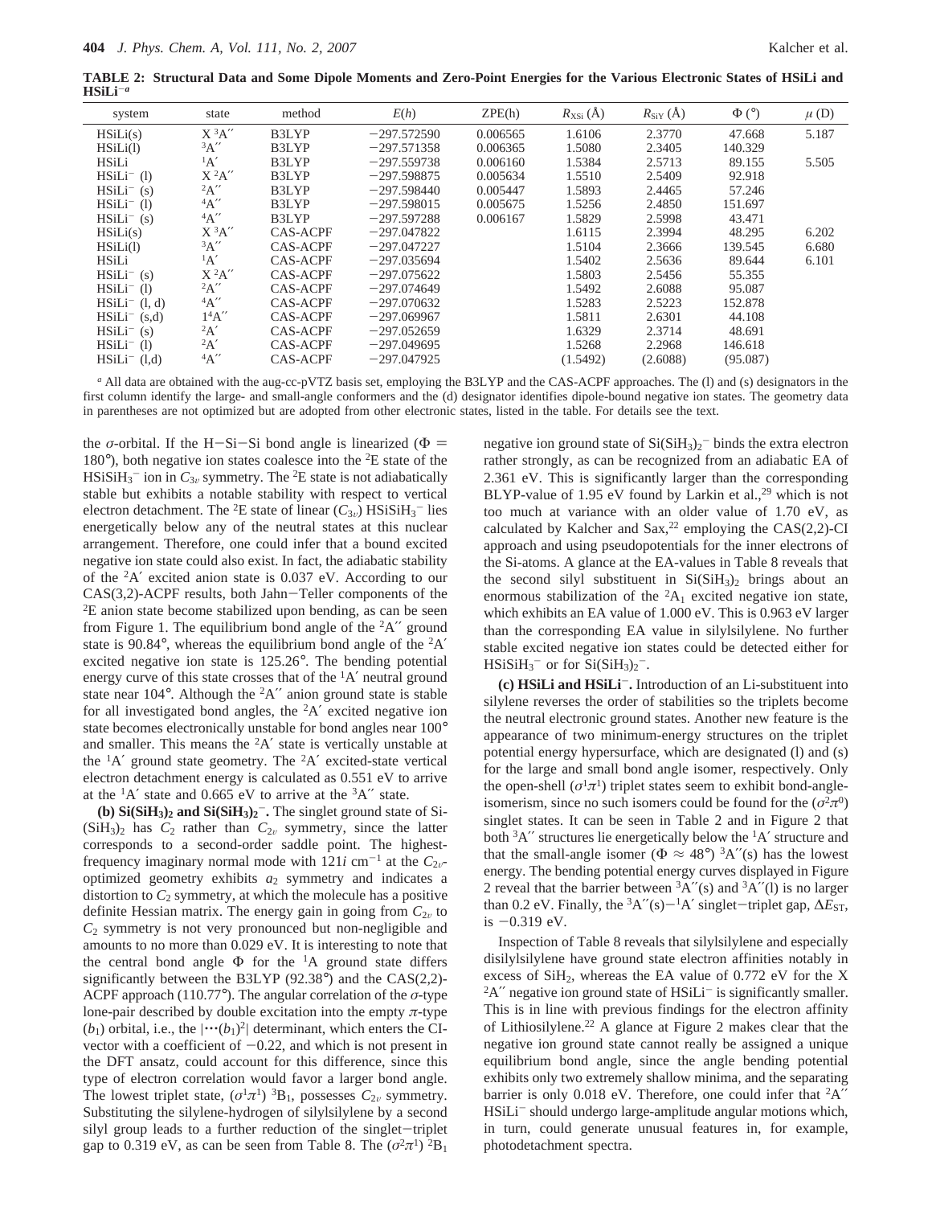**TABLE 2: Structural Data and Some Dipole Moments and Zero-Point Energies for the Various Electronic States of HSiLi and $HSiLi^-$** [a]

| system | state | method | $E(h)$ | ZPE(h) | $R_{XSi}$ (Å) | $R_{SiY}$ (Å) | $\Phi$ (°) | $\mu$ (D) |
|---|---|---|---|---|---|---|---|---|
| HSiLi(s) | X $^3A''$ | B3LYP | −297.572590 | 0.006565 | 1.6106 | 2.3770 | 47.668 | 5.187 |
| HSiLi(l) | $^3A''$ | B3LYP | −297.571358 | 0.006365 | 1.5080 | 2.3405 | 140.329 | |
| HSiLi | $^1A'$ | B3LYP | −297.559738 | 0.006160 | 1.5384 | 2.5713 | 89.155 | 5.505 |
| $HSiLi^-$ (l) | X $^2A''$ | B3LYP | −297.598875 | 0.005634 | 1.5510 | 2.5409 | 92.918 | |
| $HSiLi^-$ (s) | $^2A''$ | B3LYP | −297.598440 | 0.005447 | 1.5893 | 2.4465 | 57.246 | |
| $HSiLi^-$ (l) | $^4A''$ | B3LYP | −297.598015 | 0.005675 | 1.5256 | 2.4850 | 151.697 | |
| $HSiLi^-$ (s) | $^4A''$ | B3LYP | −297.597288 | 0.006167 | 1.5829 | 2.5998 | 43.471 | |
| HSiLi(s) | X $^3A''$ | CAS-ACPF | −297.047822 | | 1.6115 | 2.3994 | 48.295 | 6.202 |
| HSiLi(l) | $^3A''$ | CAS-ACPF | −297.047227 | | 1.5104 | 2.3666 | 139.545 | 6.680 |
| HSiLi | $^1A'$ | CAS-ACPF | −297.035694 | | 1.5402 | 2.5636 | 89.644 | 6.101 |
| $HSiLi^-$ (s) | X $^2A''$ | CAS-ACPF | −297.075622 | | 1.5803 | 2.5456 | 55.355 | |
| $HSiLi^-$ (l) | $^2A''$ | CAS-ACPF | −297.074649 | | 1.5492 | 2.6088 | 95.087 | |
| $HSiLi^-$ (l, d) | $^4A''$ | CAS-ACPF | −297.070632 | | 1.5283 | 2.5223 | 152.878 | |
| $HSiLi^-$ (s,d) | $1^4A''$ | CAS-ACPF | −297.069967 | | 1.5811 | 2.6301 | 44.108 | |
| $HSiLi^-$ (s) | $^2A'$ | CAS-ACPF | −297.052659 | | 1.6329 | 2.3714 | 48.691 | |
| $HSiLi^-$ (l) | $^2A'$ | CAS-ACPF | −297.049695 | | 1.5268 | 2.2968 | 146.618 | |
| $HSiLi^-$ (l,d) | $^4A''$ | CAS-ACPF | −297.047925 | | (1.5492) | (2.6088) | (95.087) | |

[a] All data are obtained with the aug-cc-pVTZ basis set, employing the B3LYP and the CAS-ACPF approaches. The (l) and (s) designators in the first column identify the large- and small-angle conformers and the (d) designator identifies dipole-bound negative ion states. The geometry data in parentheses are not optimized but are adopted from other electronic states, listed in the table. For details see the text.

the $\sigma$-orbital. If the H−Si−Si bond angle is linearized ($\Phi$ = 180°), both negative ion states coalesce into the $^2E$ state of the $HSiSiH_3^-$ ion in $C_{3v}$ symmetry. The $^2E$ state is not adiabatically stable but exhibits a notable stability with respect to vertical electron detachment. The $^2E$ state of linear ($C_{3v}$) $HSiSiH_3^-$ lies energetically below any of the neutral states at this nuclear arrangement. Therefore, one could infer that a bound excited negative ion state could also exist. In fact, the adiabatic stability of the $^2A'$ excited anion state is 0.037 eV. According to our CAS(3,2)-ACPF results, both Jahn−Teller components of the $^2E$ anion state become stabilized upon bending, as can be seen from Figure 1. The equilibrium bond angle of the $^2A''$ ground state is 90.84°, whereas the equilibrium bond angle of the $^2A'$ excited negative ion state is 125.26°. The bending potential energy curve of this state crosses that of the $^1A'$ neutral ground state near 104°. Although the $^2A''$ anion ground state is stable for all investigated bond angles, the $^2A'$ excited negative ion state becomes electronically unstable for bond angles near 100° and smaller. This means the $^2A'$ state is vertically unstable at the $^1A'$ ground state geometry. The $^2A'$ excited-state vertical electron detachment energy is calculated as 0.551 eV to arrive at the $^1A'$ state and 0.665 eV to arrive at the $^3A''$ state.

**(b) $Si(SiH_3)_2$ and $Si(SiH_3)_2^-$.** The singlet ground state of $Si(SiH_3)_2$ has $C_2$ rather than $C_{2v}$ symmetry, since the latter corresponds to a second-order saddle point. The highest-frequency imaginary normal mode with $121i$ cm$^{-1}$ at the $C_{2v}$-optimized geometry exhibits $a_2$ symmetry and indicates a distortion to $C_2$ symmetry, at which the molecule has a positive definite Hessian matrix. The energy gain in going from $C_{2v}$ to $C_2$ symmetry is not very pronounced but non-negligible and amounts to no more than 0.029 eV. It is interesting to note that the central bond angle $\Phi$ for the $^1A$ ground state differs significantly between the B3LYP (92.38°) and the CAS(2,2)-ACPF approach (110.77°). The angular correlation of the $\sigma$-type lone-pair described by double excitation into the empty $\pi$-type ($b_1$) orbital, i.e., the $|\cdots(b_1)^2|$ determinant, which enters the CI-vector with a coefficient of −0.22, and which is not present in the DFT ansatz, could account for this difference, since this type of electron correlation would favor a larger bond angle. The lowest triplet state, ($\sigma^1\pi^1$) $^3B_1$, possesses $C_{2v}$ symmetry. Substituting the silylene-hydrogen of silylsilylene by a second silyl group leads to a further reduction of the singlet−triplet gap to 0.319 eV, as can be seen from Table 8. The ($\sigma^2\pi^1$) $^2B_1$ negative ion ground state of $Si(SiH_3)_2^-$ binds the extra electron rather strongly, as can be recognized from an adiabatic EA of 2.361 eV. This is significantly larger than the corresponding BLYP-value of 1.95 eV found by Larkin et al.,[29] which is not too much at variance with an older value of 1.70 eV, as calculated by Kalcher and Sax,[22] employing the CAS(2,2)-CI approach and using pseudopotentials for the inner electrons of the Si-atoms. A glance at the EA-values in Table 8 reveals that the second silyl substituent in $Si(SiH_3)_2$ brings about an enormous stabilization of the $^2A_1$ excited negative ion state, which exhibits an EA value of 1.000 eV. This is 0.963 eV larger than the corresponding EA value in silylsilylene. No further stable excited negative ion states could be detected either for $HSiSiH_3^-$ or for $Si(SiH_3)_2^-$.

**(c) HSiLi and $HSiLi^-$.** Introduction of an Li-substituent into silylene reverses the order of stabilities so the triplets become the neutral electronic ground states. Another new feature is the appearance of two minimum-energy structures on the triplet potential energy hypersurface, which are designated (l) and (s) for the large and small bond angle isomer, respectively. Only the open-shell ($\sigma^1\pi^1$) triplet states seem to exhibit bond-angle-isomerism, since no such isomers could be found for the ($\sigma^2\pi^0$) singlet states. It can be seen in Table 2 and in Figure 2 that both $^3A''$ structures lie energetically below the $^1A'$ structure and that the small-angle isomer ($\Phi \approx 48°$) $^3A''$(s) has the lowest energy. The bending potential energy curves displayed in Figure 2 reveal that the barrier between $^3A''$(s) and $^3A''$(l) is no larger than 0.2 eV. Finally, the $^3A''$(s)−$^1A'$ singlet−triplet gap, $\Delta E_{ST}$, is −0.319 eV.

Inspection of Table 8 reveals that silylsilylene and especially disilylsilylene have ground state electron affinities notably in excess of $SiH_2$, whereas the EA value of 0.772 eV for the X $^2A''$ negative ion ground state of $HSiLi^-$ is significantly smaller. This is in line with previous findings for the electron affinity of Lithiosilylene.[22] A glance at Figure 2 makes clear that the negative ion ground state cannot really be assigned a unique equilibrium bond angle, since the angle bending potential exhibits only two extremely shallow minima, and the separating barrier is only 0.018 eV. Therefore, one could infer that $^2A''$ $HSiLi^-$ should undergo large-amplitude angular motions which, in turn, could generate unusual features in, for example, photodetachment spectra.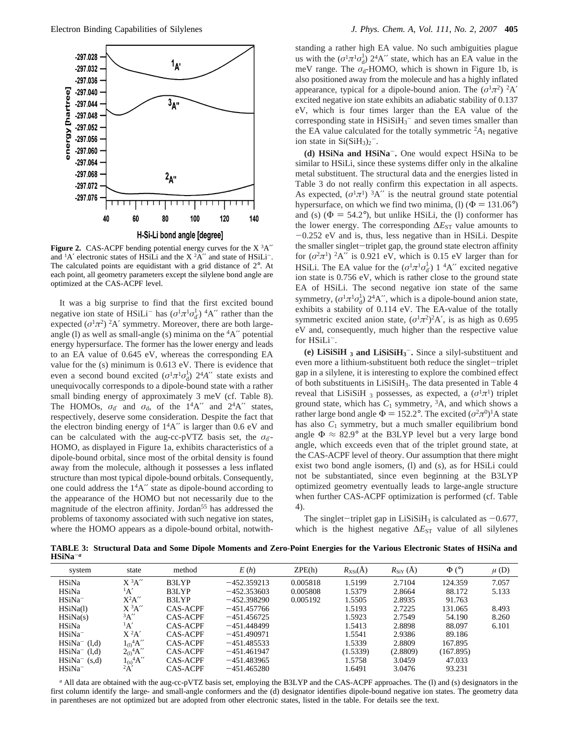**Figure 2.** CAS-ACPF bending potential energy curves for the X $^3A''$ and $^1A'$ electronic states of HSiLi and the X $^2A''$ and state of $HSiLi^-$. The calculated points are equidistant with a grid distance of 2°. At each point, all geometry parameters except the silylene bond angle are optimized at the CAS-ACPF level.

It was a big surprise to find that the first excited bound negative ion state of $HSiLi^-$ has $(\sigma^1\pi^1\sigma^1_{d'})$ $^4A''$ rather than the expected $(\sigma^1\pi^2)$ $^2A'$ symmetry. Moreover, there are both large-angle (l) as well as small-angle (s) minima on the $^4A''$ potential energy hypersurface. The former has the lower energy and leads to an EA value of 0.645 eV, whereas the corresponding EA value for the (s) minimum is 0.613 eV. There is evidence that even a second bound excited $(\sigma^1\pi^1\sigma^1_d)$ $2^4A''$ state exists and unequivocally corresponds to a dipole-bound state with a rather small binding energy of approximately 3 meV (cf. Table 8). The HOMOs, $\sigma_{d'}$ and $\sigma_d$, of the $1^4A''$ and $2^4A''$ states, respectively, deserve some consideration. Despite the fact that the electron binding energy of $1^4A''$ is larger than 0.6 eV and can be calculated with the aug-cc-pVTZ basis set, the $\sigma_{d'}$-HOMO, as displayed in Figure 1a, exhibits characteristics of a dipole-bound orbital, since most of the orbital density is found away from the molecule, although it possesses a less inflated structure than most typical dipole-bound orbitals. Consequently, one could address the $1^4A''$ state as dipole-bound according to the appearance of the HOMO but not necessarily due to the magnitude of the electron affinity. Jordan[55] has addressed the problems of taxonomy associated with such negative ion states, where the HOMO appears as a dipole-bound orbital, notwithstanding a rather high EA value. No such ambiguities plague us with the $(\sigma^1\pi^1\sigma^1_d)$ $2^4A''$ state, which has an EA value in the meV range. The $\sigma_d$-HOMO, which is shown in Figure 1b, is also positioned away from the molecule and has a highly inflated appearance, typical for a dipole-bound anion. The $(\sigma^1\pi^2)$ $^2A'$ excited negative ion state exhibits an adiabatic stability of 0.137 eV, which is four times larger than the EA value of the corresponding state in $HSiSiH_3^-$ and seven times smaller than the EA value calculated for the totally symmetric $^2A_1$ negative ion state in $Si(SiH_3)_2^-$.

**(d) HSiNa and HSiNa⁻.** One would expect HSiNa to be similar to HSiLi, since these systems differ only in the alkaline metal substituent. The structural data and the energies listed in Table 3 do not really confirm this expectation in all aspects. As expected, $(\sigma^1\pi^1)$ $^3A''$ is the neutral ground state potential hypersurface, on which we find two minima, (l) ($\Phi = 131.06°$) and (s) ($\Phi = 54.2°$), but unlike HSiLi, the (l) conformer has the lower energy. The corresponding $\Delta E_{ST}$ value amounts to −0.252 eV and is, thus, less negative than in HSiLi. Despite the smaller singlet−triplet gap, the ground state electron affinity for $(\sigma^2\pi^1)$ $^2A''$ is 0.921 eV, which is 0.15 eV larger than for HSiLi. The EA value for the $(\sigma^1\pi^1\sigma^1_{d'})$ 1 $^4A''$ excited negative ion state is 0.756 eV, which is rather close to the ground state EA of HSiLi. The second negative ion state of the same symmetry, $(\sigma^1\pi^1\sigma^1_d)$ $2^4A''$, which is a dipole-bound anion state, exhibits a stability of 0.114 eV. The EA-value of the totally symmetric excited anion state, $(\sigma^1\pi^2)^2A'$, is as high as 0.695 eV and, consequently, much higher than the respective value for $HSiLi^-$.

**(e) LiSiSiH₃ and LiSiSiH₃⁻.** Since a silyl-substituent and even more a lithium-substituent both reduce the singlet−triplet gap in a silylene, it is interesting to explore the combined effect of both substituents in $LiSiSiH_3$. The data presented in Table 4 reveal that $LiSiSiH_3$ possesses, as expected, a $(\sigma^1\pi^1)$ triplet ground state, which has $C_1$ symmetry, $^3A$, and which shows a rather large bond angle $\Phi = 152.2°$. The excited $(\sigma^2\pi^0)^1A$ state has also $C_1$ symmetry, but a much smaller equilibrium bond angle $\Phi \approx 82.9°$ at the B3LYP level but a very large bond angle, which exceeds even that of the triplet ground state, at the CAS-ACPF level of theory. Our assumption that there might exist two bond angle isomers, (l) and (s), as for HSiLi could not be substantiated, since even beginning at the B3LYP optimized geometry eventually leads to large-angle structure when further CAS-ACPF optimization is performed (cf. Table 4).

The singlet−triplet gap in $LiSiSiH_3$ is calculated as −0.677, which is the highest negative $\Delta E_{ST}$ value of all silylenes

**TABLE 3: Structural Data and Some Dipole Moments and Zero-Point Energies for the Various Electronic States of HSiNa and HSiNa⁻[a]**

| system | state | method | $E$ ($h$) | ZPE(h) | $R_{XSi}$(Å) | $R_{SiY}$ (Å) | $\Phi$ (°) | $\mu$ (D) |
|---|---|---|---|---|---|---|---|---|
| HSiNa | X $^3A''$ | B3LYP | −452.359213 | 0.005818 | 1.5199 | 2.7104 | 124.359 | 7.057 |
| HSiNa | $^1A'$ | B3LYP | −452.353603 | 0.005808 | 1.5379 | 2.8664 | 88.172 | 5.133 |
| $HSiNa^-$ | $X^2A''$ | B3LYP | −452.398290 | 0.005192 | 1.5505 | 2.8935 | 91.763 | |
| HSiNa(l) | X $^3A''$ | CAS-ACPF | −451.457766 | | 1.5193 | 2.7225 | 131.065 | 8.493 |
| HSiNa(s) | $^3A''$ | CAS-ACPF | −451.456725 | | 1.5923 | 2.7549 | 54.190 | 8.260 |
| HSiNa | $^1A'$ | CAS-ACPF | −451.448499 | | 1.5413 | 2.8898 | 88.097 | 6.101 |
| $HSiNa^-$ | X $^2A'$ | CAS-ACPF | −451.490971 | | 1.5541 | 2.9386 | 89.186 | |
| $HSiNa^-$ (l,d) | $1_{(l)}{}^4A''$ | CAS-ACPF | −451.485533 | | 1.5339 | 2.8809 | 167.895 | |
| $HSiNa^-$ (l,d) | $2_{(l)}{}^4A''$ | CAS-ACPF | −451.461947 | | (1.5339) | (2.8809) | (167.895) | |
| $HSiNa^-$ (s,d) | $1_{(s)}{}^4A''$ | CAS-ACPF | −451.483965 | | 1.5758 | 3.0459 | 47.033 | |
| $HSiNa^-$ | $^2A'$ | CAS-ACPF | −451.465280 | | 1.6491 | 3.0476 | 93.231 | |

[a] All data are obtained with the aug-cc-pVTZ basis set, employing the B3LYP and the CAS-ACPF approaches. The (l) and (s) designators in the first column identify the large- and small-angle conformers and the (d) designator identifies dipole-bound negative ion states. The geometry data in parentheses are not optimized but are adopted from other electronic states, listed in the table. For details see the text.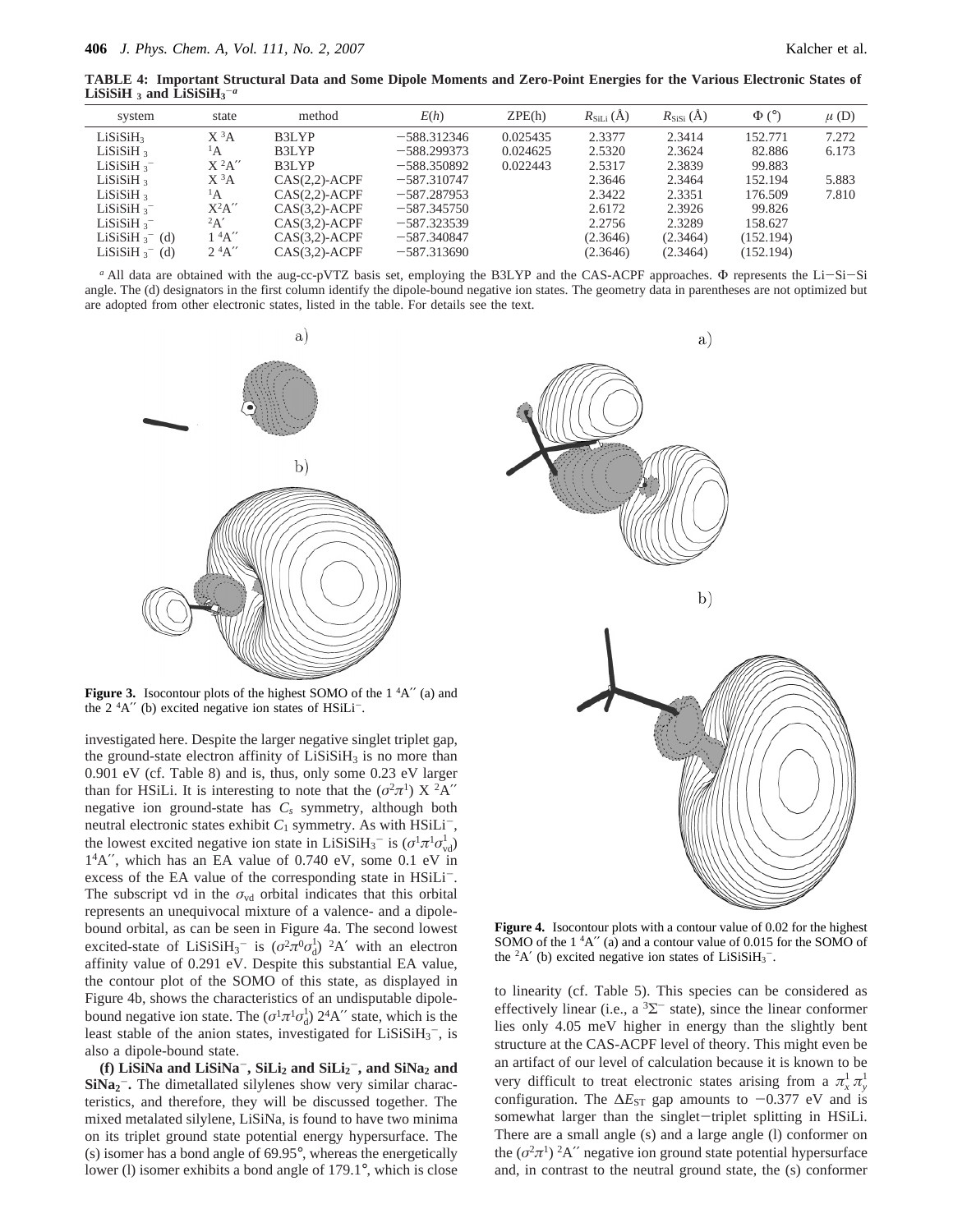**TABLE 4: Important Structural Data and Some Dipole Moments and Zero-Point Energies for the Various Electronic States of $LiSiSiH_3$ and $LiSiSiH_3^-$** [a]

| system | state | method | $E(h)$ | ZPE(h) | $R_{SiLi}$ (Å) | $R_{SiSi}$ (Å) | $\Phi$ (°) | $\mu$ (D) |
|---|---|---|---|---|---|---|---|---|
| $LiSiSiH_3$ | $X\ ^3A$ | B3LYP | −588.312346 | 0.025435 | 2.3377 | 2.3414 | 152.771 | 7.272 |
| $LiSiSiH_3$ | $^1A$ | B3LYP | −588.299373 | 0.024625 | 2.5320 | 2.3624 | 82.886 | 6.173 |
| $LiSiSiH_3^-$ | $X\ ^2A''$ | B3LYP | −588.350892 | 0.022443 | 2.5317 | 2.3839 | 99.883 | |
| $LiSiSiH_3$ | $X\ ^3A$ | CAS(2,2)-ACPF | −587.310747 | | 2.3646 | 2.3464 | 152.194 | 5.883 |
| $LiSiSiH_3$ | $^1A$ | CAS(2,2)-ACPF | −587.287953 | | 2.3422 | 2.3351 | 176.509 | 7.810 |
| $LiSiSiH_3^-$ | $X^2A''$ | CAS(3,2)-ACPF | −587.345750 | | 2.6172 | 2.3926 | 99.826 | |
| $LiSiSiH_3^-$ | $^2A'$ | CAS(3,2)-ACPF | −587.323539 | | 2.2756 | 2.3289 | 158.627 | |
| $LiSiSiH_3^-$ (d) | $1\ ^4A''$ | CAS(3,2)-ACPF | −587.340847 | | (2.3646) | (2.3464) | (152.194) | |
| $LiSiSiH_3^-$ (d) | $2\ ^4A''$ | CAS(3,2)-ACPF | −587.313690 | | (2.3646) | (2.3464) | (152.194) | |

[a] All data are obtained with the aug-cc-pVTZ basis set, employing the B3LYP and the CAS-ACPF approaches. $\Phi$ represents the Li−Si−Si angle. The (d) designators in the first column identify the dipole-bound negative ion states. The geometry data in parentheses are not optimized but are adopted from other electronic states, listed in the table. For details see the text.

**Figure 3.** Isocontour plots of the highest SOMO of the 1 $^4A''$ (a) and the 2 $^4A''$ (b) excited negative ion states of $HSiLi^-$.

investigated here. Despite the larger negative singlet triplet gap, the ground-state electron affinity of $LiSiSiH_3$ is no more than 0.901 eV (cf. Table 8) and is, thus, only some 0.23 eV larger than for HSiLi. It is interesting to note that the $(\sigma^2\pi^1)$ X $^2A''$ negative ion ground-state has $C_s$ symmetry, although both neutral electronic states exhibit $C_1$ symmetry. As with $HSiLi^-$, the lowest excited negative ion state in $LiSiSiH_3^-$ is $(\sigma^1\pi^1\sigma^1_{vd})$ $1^4A''$, which has an EA value of 0.740 eV, some 0.1 eV in excess of the EA value of the corresponding state in $HSiLi^-$. The subscript vd in the $\sigma_{vd}$ orbital indicates that this orbital represents an unequivocal mixture of a valence- and a dipole-bound orbital, as can be seen in Figure 4a. The second lowest excited-state of $LiSiSiH_3^-$ is $(\sigma^2\pi^0\sigma^1_d)$ $^2A'$ with an electron affinity value of 0.291 eV. Despite this substantial EA value, the contour plot of the SOMO of this state, as displayed in Figure 4b, shows the characteristics of an undisputable dipole-bound negative ion state. The $(\sigma^1\pi^1\sigma^1_d)$ $2^4A''$ state, which is the least stable of the anion states, investigated for $LiSiSiH_3^-$, is also a dipole-bound state.

**(f) LiSiNa and $LiSiNa^-$, $SiLi_2$ and $SiLi_2^-$, and $SiNa_2$ and $SiNa_2^-$.** The dimetallated silylenes show very similar characteristics, and therefore, they will be discussed together. The mixed metalated silylene, LiSiNa, is found to have two minima on its triplet ground state potential energy hypersurface. The (s) isomer has a bond angle of 69.95°, whereas the energetically lower (l) isomer exhibits a bond angle of 179.1°, which is close

**Figure 4.** Isocontour plots with a contour value of 0.02 for the highest SOMO of the 1 $^4A''$ (a) and a contour value of 0.015 for the SOMO of the $^2A'$ (b) excited negative ion states of $LiSiSiH_3^-$.

to linearity (cf. Table 5). This species can be considered as effectively linear (i.e., a $^3\Sigma^-$ state), since the linear conformer lies only 4.05 meV higher in energy than the slightly bent structure at the CAS-ACPF level of theory. This might even be an artifact of our level of calculation because it is known to be very difficult to treat electronic states arising from a $\pi^1_x\pi^1_y$ configuration. The $\Delta E_{ST}$ gap amounts to −0.377 eV and is somewhat larger than the singlet−triplet splitting in HSiLi. There are a small angle (s) and a large angle (l) conformer on the $(\sigma^2\pi^1)$ $^2A''$ negative ion ground state potential hypersurface and, in contrast to the neutral ground state, the (s) conformer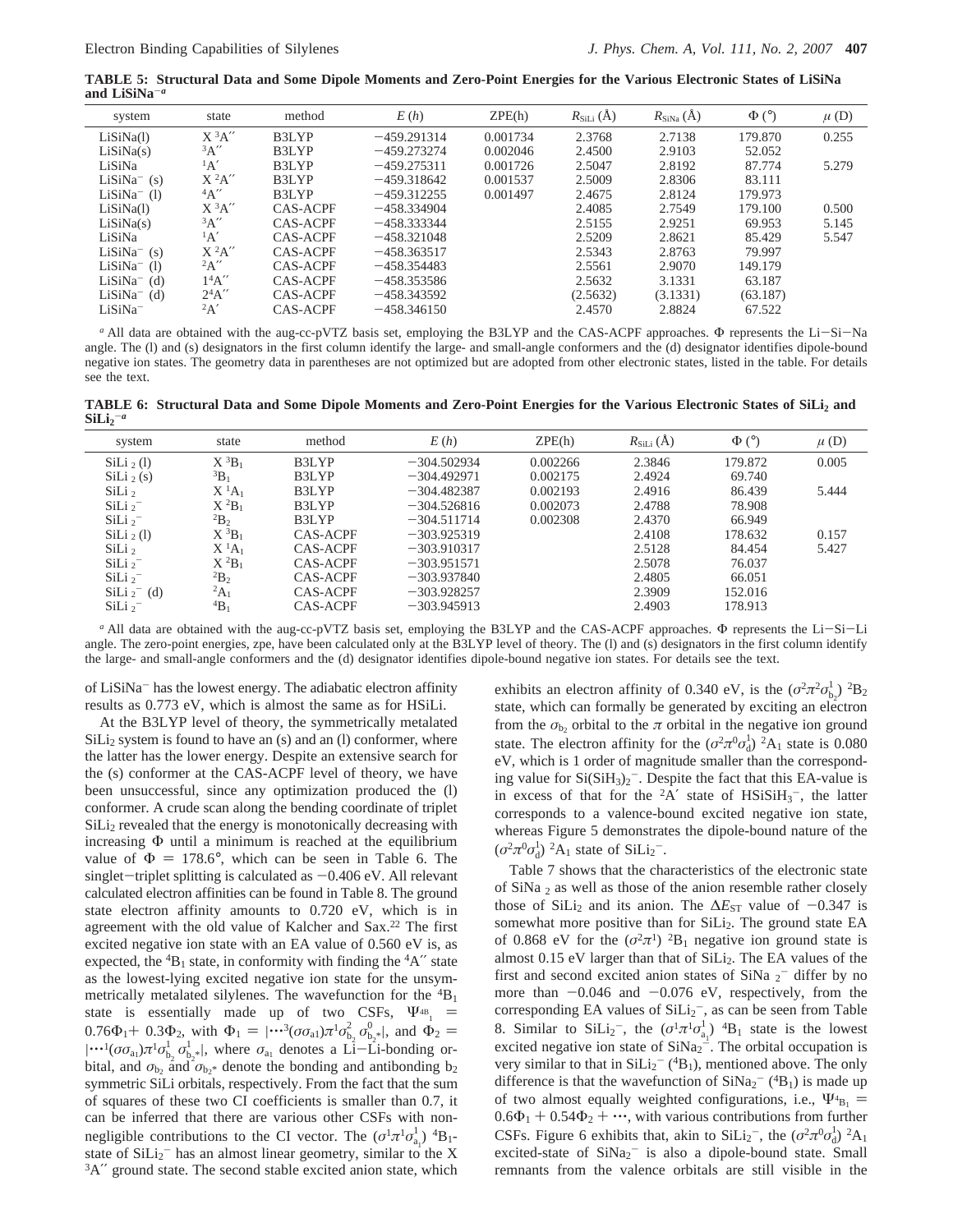**TABLE 5: Structural Data and Some Dipole Moments and Zero-Point Energies for the Various Electronic States of LiSiNa and LiSiNa$^-$** [a]

| system | state | method | $E$ (h) | ZPE(h) | $R_{\mathrm{SiLi}}$ (Å) | $R_{\mathrm{SiNa}}$ (Å) | Φ (°) | $\mu$ (D) |
|---|---|---|---|---|---|---|---|---|
| LiSiNa(l) | X $^3A''$ | B3LYP | −459.291314 | 0.001734 | 2.3768 | 2.7138 | 179.870 | 0.255 |
| LiSiNa(s) | $^3A''$ | B3LYP | −459.273274 | 0.002046 | 2.4500 | 2.9103 | 52.052 | |
| LiSiNa | $^1A'$ | B3LYP | −459.275311 | 0.001726 | 2.5047 | 2.8192 | 87.774 | 5.279 |
| LiSiNa$^-$ (s) | X $^2A''$ | B3LYP | −459.318642 | 0.001537 | 2.5009 | 2.8306 | 83.111 | |
| LiSiNa$^-$ (l) | $^4A''$ | B3LYP | −459.312255 | 0.001497 | 2.4675 | 2.8124 | 179.973 | |
| LiSiNa(l) | X $^3A''$ | CAS-ACPF | −458.334904 | | 2.4085 | 2.7549 | 179.100 | 0.500 |
| LiSiNa(s) | $^3A''$ | CAS-ACPF | −458.333344 | | 2.5155 | 2.9251 | 69.953 | 5.145 |
| LiSiNa | $^1A'$ | CAS-ACPF | −458.321048 | | 2.5209 | 2.8621 | 85.429 | 5.547 |
| LiSiNa$^-$ (s) | X $^2A''$ | CAS-ACPF | −458.363517 | | 2.5343 | 2.8763 | 79.997 | |
| LiSiNa$^-$ (l) | $^2A''$ | CAS-ACPF | −458.354483 | | 2.5561 | 2.9070 | 149.179 | |
| LiSiNa$^-$ (d) | $1^4A''$ | CAS-ACPF | −458.353586 | | 2.5632 | 3.1331 | 63.187 | |
| LiSiNa$^-$ (d) | $2^4A''$ | CAS-ACPF | −458.343592 | | (2.5632) | (3.1331) | (63.187) | |
| LiSiNa$^-$ | $^2A'$ | CAS-ACPF | −458.346150 | | 2.4570 | 2.8824 | 67.522 | |

[a] All data are obtained with the aug-cc-pVTZ basis set, employing the B3LYP and the CAS-ACPF approaches. Φ represents the Li−Si−Na angle. The (l) and (s) designators in the first column identify the large- and small-angle conformers and the (d) designator identifies dipole-bound negative ion states. The geometry data in parentheses are not optimized but are adopted from other electronic states, listed in the table. For details see the text.

**TABLE 6: Structural Data and Some Dipole Moments and Zero-Point Energies for the Various Electronic States of $SiLi_2$ and $SiLi_2^-$** [a]

| system | state | method | $E$ (h) | ZPE(h) | $R_{\mathrm{SiLi}}$ (Å) | Φ (°) | $\mu$ (D) |
|---|---|---|---|---|---|---|---|
| $SiLi_2$ (l) | X $^3B_1$ | B3LYP | −304.502934 | 0.002266 | 2.3846 | 179.872 | 0.005 |
| $SiLi_2$ (s) | $^3B_1$ | B3LYP | −304.492971 | 0.002175 | 2.4924 | 69.740 | |
| $SiLi_2$ | X $^1A_1$ | B3LYP | −304.482387 | 0.002193 | 2.4916 | 86.439 | 5.444 |
| $SiLi_2^-$ | X $^2B_1$ | B3LYP | −304.526816 | 0.002073 | 2.4788 | 78.908 | |
| $SiLi_2^-$ | $^2B_2$ | B3LYP | −304.511714 | 0.002308 | 2.4370 | 66.949 | |
| $SiLi_2$ (l) | X $^3B_1$ | CAS-ACPF | −303.925319 | | 2.4108 | 178.632 | 0.157 |
| $SiLi_2$ | X $^1A_1$ | CAS-ACPF | −303.910317 | | 2.5128 | 84.454 | 5.427 |
| $SiLi_2^-$ | X $^2B_1$ | CAS-ACPF | −303.951571 | | 2.5078 | 76.037 | |
| $SiLi_2^-$ | $^2B_2$ | CAS-ACPF | −303.937840 | | 2.4805 | 66.051 | |
| $SiLi_2^-$ (d) | $^2A_1$ | CAS-ACPF | −303.928257 | | 2.3909 | 152.016 | |
| $SiLi_2^-$ | $^4B_1$ | CAS-ACPF | −303.945913 | | 2.4903 | 178.913 | |

[a] All data are obtained with the aug-cc-pVTZ basis set, employing the B3LYP and the CAS-ACPF approaches. Φ represents the Li−Si−Li angle. The zero-point energies, zpe, have been calculated only at the B3LYP level of theory. The (l) and (s) designators in the first column identify the large- and small-angle conformers and the (d) designator identifies dipole-bound negative ion states. For details see the text.

of LiSiNa$^-$ has the lowest energy. The adiabatic electron affinity results as 0.773 eV, which is almost the same as for HSiLi.

At the B3LYP level of theory, the symmetrically metalated $SiLi_2$ system is found to have an (s) and an (l) conformer, where the latter has the lower energy. Despite an extensive search for the (s) conformer at the CAS-ACPF level of theory, we have been unsuccessful, since any optimization produced the (l) conformer. A crude scan along the bending coordinate of triplet $SiLi_2$ revealed that the energy is monotonically decreasing with increasing Φ until a minimum is reached at the equilibrium value of Φ = 178.6°, which can be seen in Table 6. The singlet−triplet splitting is calculated as −0.406 eV. All relevant calculated electron affinities can be found in Table 8. The ground state electron affinity amounts to 0.720 eV, which is in agreement with the old value of Kalcher and Sax.[22] The first excited negative ion state with an EA value of 0.560 eV is, as expected, the $^4B_1$ state, in conformity with finding the $^4A''$ state as the lowest-lying excited negative ion state for the unsymmetrically metalated silylenes. The wavefunction for the $^4B_1$ state is essentially made up of two CSFs, $\Psi_{^4B_1} = 0.76\Phi_1 + 0.3\Phi_2$, with $\Phi_1 = |\cdots{}^3(\sigma\sigma_{a1})\pi^1\sigma_{b_2}^2\,\sigma_{b_2*}^0|$, and $\Phi_2 = |\cdots{}^1(\sigma\sigma_{a1})\pi^1\sigma_{b_2}^1\,\sigma_{b_2*}^1|$, where $\sigma_{a_1}$ denotes a Li−Li-bonding orbital, and $\sigma_{b_2}$ and $\sigma_{b_2*}$ denote the bonding and antibonding $b_2$ symmetric SiLi orbitals, respectively. From the fact that the sum of squares of these two CI coefficients is smaller than 0.7, it can be inferred that there are various other CSFs with nonnegligible contributions to the CI vector. The $(\sigma^1\pi^1\sigma_{a_1}^1)$ $^4B_1$-state of $SiLi_2^-$ has an almost linear geometry, similar to the X $^3A''$ ground state. The second stable excited anion state, which exhibits an electron affinity of 0.340 eV, is the $(\sigma^2\pi^2\sigma_{b_2}^1)$ $^2B_2$ state, which can formally be generated by exciting an electron from the $\sigma_{b_2}$ orbital to the π orbital in the negative ion ground state. The electron affinity for the $(\sigma^2\pi^0\sigma_d^1)$ $^2A_1$ state is 0.080 eV, which is 1 order of magnitude smaller than the corresponding value for $Si(SiH_3)_2^-$. Despite the fact that this EA-value is in excess of that for the $^2A'$ state of $HSiSiH_3^-$, the latter corresponds to a valence-bound excited negative ion state, whereas Figure 5 demonstrates the dipole-bound nature of the $(\sigma^2\pi^0\sigma_d^1)$ $^2A_1$ state of $SiLi_2^-$.

Table 7 shows that the characteristics of the electronic state of $SiNa_2$ as well as those of the anion resemble rather closely those of $SiLi_2$ and its anion. The $\Delta E_{ST}$ value of −0.347 is somewhat more positive than for $SiLi_2$. The ground state EA of 0.868 eV for the $(\sigma^2\pi^1)$ $^2B_1$ negative ion ground state is almost 0.15 eV larger than that of $SiLi_2$. The EA values of the first and second excited anion states of $SiNa_2^-$ differ by no more than −0.046 and −0.076 eV, respectively, from the corresponding EA values of $SiLi_2^-$, as can be seen from Table 8. Similar to $SiLi_2^-$, the $(\sigma^1\pi^1\sigma_{a_1}^1)$ $^4B_1$ state is the lowest excited negative ion state of $SiNa_2^-$. The orbital occupation is very similar to that in $SiLi_2^-$ ($^4B_1$), mentioned above. The only difference is that the wavefunction of $SiNa_2^-$ ($^4B_1$) is made up of two almost equally weighted configurations, i.e., $\Psi_{^4B_1} = 0.6\Phi_1 + 0.54\Phi_2 + \cdots$, with various contributions from further CSFs. Figure 6 exhibits that, akin to $SiLi_2^-$, the $(\sigma^2\pi^0\sigma_d^1)$ $^2A_1$ excited-state of $SiNa_2^-$ is also a dipole-bound state. Small remnants from the valence orbitals are still visible in the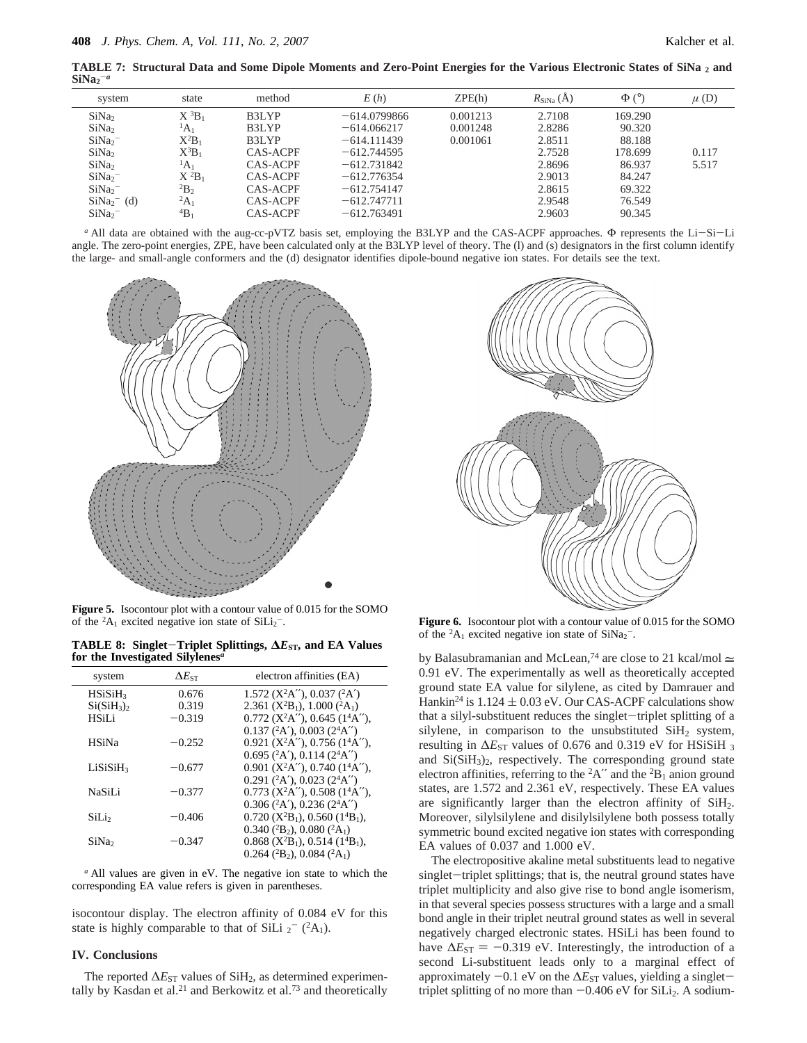**TABLE 7: Structural Data and Some Dipole Moments and Zero-Point Energies for the Various Electronic States of $SiNa_2$ and $SiNa_2^-$** [a]

| system | state | method | $E$ ($h$) | ZPE(h) | $R_{SiNa}$ (Å) | Φ (°) | $\mu$ (D) |
|---|---|---|---|---|---|---|---|
| $SiNa_2$ | $X\ ^3B_1$ | B3LYP | −614.0799866 | 0.001213 | 2.7108 | 169.290 | |
| $SiNa_2$ | $^1A_1$ | B3LYP | −614.066217 | 0.001248 | 2.8286 | 90.320 | |
| $SiNa_2^-$ | $X^2B_1$ | B3LYP | −614.111439 | 0.001061 | 2.8511 | 88.188 | |
| $SiNa_2$ | $X^3B_1$ | CAS-ACPF | −612.744595 | | 2.7528 | 178.699 | 0.117 |
| $SiNa_2$ | $^1A_1$ | CAS-ACPF | −612.731842 | | 2.8696 | 86.937 | 5.517 |
| $SiNa_2^-$ | $X\ ^2B_1$ | CAS-ACPF | −612.776354 | | 2.9013 | 84.247 | |
| $SiNa_2^-$ | $^2B_2$ | CAS-ACPF | −612.754147 | | 2.8615 | 69.322 | |
| $SiNa_2^-$ (d) | $^2A_1$ | CAS-ACPF | −612.747711 | | 2.9548 | 76.549 | |
| $SiNa_2^-$ | $^4B_1$ | CAS-ACPF | −612.763491 | | 2.9603 | 90.345 | |

[a] All data are obtained with the aug-cc-pVTZ basis set, employing the B3LYP and the CAS-ACPF approaches. Φ represents the Li−Si−Li angle. The zero-point energies, ZPE, have been calculated only at the B3LYP level of theory. The (l) and (s) designators in the first column identify the large- and small-angle conformers and the (d) designator identifies dipole-bound negative ion states. For details see the text.

**Figure 5.** Isocontour plot with a contour value of 0.015 for the SOMO of the $^2A_1$ excited negative ion state of $SiLi_2^-$.

**Figure 6.** Isocontour plot with a contour value of 0.015 for the SOMO of the $^2A_1$ excited negative ion state of $SiNa_2^-$.

**TABLE 8: Singlet−Triplet Splittings, $\Delta E_{ST}$, and EA Values for the Investigated Silylenes** [a]

| system | $\Delta E_{ST}$ | electron affinities (EA) |
|---|---|---|
| $HSiSiH_3$ | 0.676 | 1.572 ($X^2A''$), 0.037 ($^2A'$) |
| $Si(SiH_3)_2$ | 0.319 | 2.361 ($X^2B_1$), 1.000 ($^2A_1$) |
| HSiLi | −0.319 | 0.772 ($X^2A''$), 0.645 ($1^4A''$), 0.137 ($^2A'$), 0.003 ($2^4A''$) |
| HSiNa | −0.252 | 0.921 ($X^2A''$), 0.756 ($1^4A''$), 0.695 ($^2A'$), 0.114 ($2^4A''$) |
| $LiSiSiH_3$ | −0.677 | 0.901 ($X^2A''$), 0.740 ($1^4A''$), 0.291 ($^2A'$), 0.023 ($2^4A''$) |
| NaSiLi | −0.377 | 0.773 ($X^2A''$), 0.508 ($1^4A''$), 0.306 ($^2A'$), 0.236 ($2^4A''$) |
| $SiLi_2$ | −0.406 | 0.720 ($X^2B_1$), 0.560 ($1^4B_1$), 0.340 ($^2B_2$), 0.080 ($^2A_1$) |
| $SiNa_2$ | −0.347 | 0.868 ($X^2B_1$), 0.514 ($1^4B_1$), 0.264 ($^2B_2$), 0.084 ($^2A_1$) |

[a] All values are given in eV. The negative ion state to which the corresponding EA value refers is given in parentheses.

isocontour display. The electron affinity of 0.084 eV for this state is highly comparable to that of $SiLi_2^-$ ($^2A_1$).

## IV. Conclusions

The reported $\Delta E_{ST}$ values of $SiH_2$, as determined experimentally by Kasdan et al.[21] and Berkowitz et al.[73] and theoretically by Balasubramanian and McLean,[74] are close to 21 kcal/mol ≅ 0.91 eV. The experimentally as well as theoretically accepted ground state EA value for silylene, as cited by Damrauer and Hankin[24] is 1.124 ± 0.03 eV. Our CAS-ACPF calculations show that a silyl-substituent reduces the singlet−triplet splitting of a silylene, in comparison to the unsubstituted $SiH_2$ system, resulting in $\Delta E_{ST}$ values of 0.676 and 0.319 eV for $HSiSiH_3$ and $Si(SiH_3)_2$, respectively. The corresponding ground state electron affinities, referring to the $^2A''$ and the $^2B_1$ anion ground states, are 1.572 and 2.361 eV, respectively. These EA values are significantly larger than the electron affinity of $SiH_2$. Moreover, silylsilylene and disilylsilylene both possess totally symmetric bound excited negative ion states with corresponding EA values of 0.037 and 1.000 eV.

The electropositive akaline metal substituents lead to negative singlet−triplet splittings; that is, the neutral ground states have triplet multiplicity and also give rise to bond angle isomerism, in that several species possess structures with a large and a small bond angle in their triplet neutral ground states as well in several negatively charged electronic states. HSiLi has been found to have $\Delta E_{ST}$ = −0.319 eV. Interestingly, the introduction of a second Li-substituent leads only to a marginal effect of approximately −0.1 eV on the $\Delta E_{ST}$ values, yielding a singlet−triplet splitting of no more than −0.406 eV for $SiLi_2$. A sodium-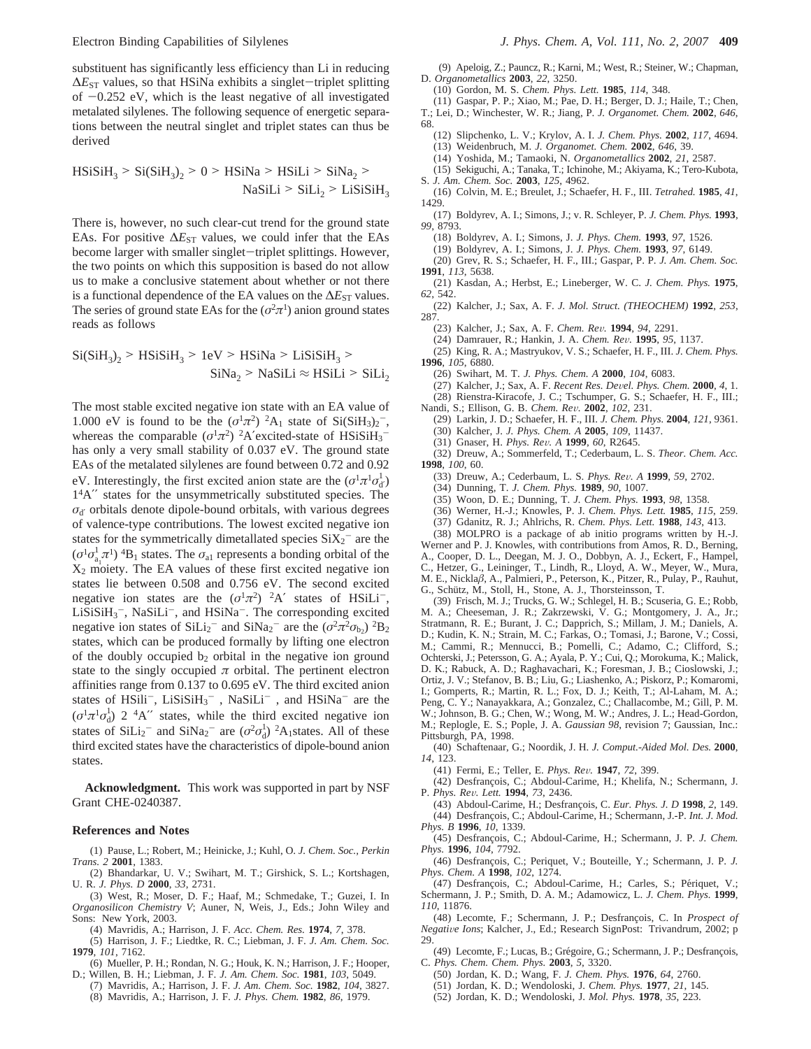substituent has significantly less efficiency than Li in reducing $\Delta E_{ST}$ values, so that HSiNa exhibits a singlet–triplet splitting of $-0.252$ eV, which is the least negative of all investigated metalated silylenes. The following sequence of energetic separations between the neutral singlet and triplet states can thus be derived

$$HSiSiH_3 > Si(SiH_3)_2 > 0 > HSiNa > HSiLi > SiNa_2 > NaSiLi > SiLi_2 > LiSiSiH_3$$

There is, however, no such clear-cut trend for the ground state EAs. For positive $\Delta E_{ST}$ values, we could infer that the EAs become larger with smaller singlet–triplet splittings. However, the two points on which this supposition is based do not allow us to make a conclusive statement about whether or not there is a functional dependence of the EA values on the $\Delta E_{ST}$ values. The series of ground state EAs for the $(\sigma^2\pi^1)$ anion ground states reads as follows

$$Si(SiH_3)_2 > HSiSiH_3 > 1eV > HSiNa > LiSiSiH_3 > SiNa_2 > NaSiLi \approx HSiLi > SiLi_2$$

The most stable excited negative ion state with an EA value of 1.000 eV is found to be the $(\sigma^1\pi^2)$ $^2A_1$ state of $Si(SiH_3)_2^-$, whereas the comparable $(\sigma^1\pi^2)$ $^2A'$excited-state of $HSiSiH_3^-$ has only a very small stability of 0.037 eV. The ground state EAs of the metalated silylenes are found between 0.72 and 0.92 eV. Interestingly, the first excited anion state are the $(\sigma^1\pi^1\sigma_{d'}^1)$ $1^4A''$ states for the unsymmetrically substituted species. The $\sigma_{d'}$ orbitals denote dipole-bound orbitals, with various degrees of valence-type contributions. The lowest excited negative ion states for the symmetrically dimetallated species $SiX_2^-$ are the $(\sigma^1\sigma_{a_1}^1\pi^1)$ $^4B_1$ states. The $\sigma_{a1}$ represents a bonding orbital of the $X_2$ moiety. The EA values of these first excited negative ion states lie between 0.508 and 0.756 eV. The second excited negative ion states are the $(\sigma^1\pi^2)$ $^2A'$ states of $HSiLi^-$, $LiSiSiH_3^-$, $NaSiLi^-$, and $HSiNa^-$. The corresponding excited negative ion states of $SiLi_2^-$ and $SiNa_2^-$ are the $(\sigma^2\pi^2\sigma_{b_2})$ $^2B_2$ states, which can be produced formally by lifting one electron of the doubly occupied $b_2$ orbital in the negative ion ground state to the singly occupied $\pi$ orbital. The pertinent electron affinities range from 0.137 to 0.695 eV. The third excited anion states of $HSili^-$, $LiSiSiH_3^-$ , $NaSiLi^-$ , and $HSiNa^-$ are the $(\sigma^1\pi^1\sigma_d^1)$ 2 $^4A''$ states, while the third excited negative ion states of $SiLi_2^-$ and $SiNa_2^-$ are $(\sigma^2\sigma_d^1)$ $^2A_1$states. All of these third excited states have the characteristics of dipole-bound anion states.

**Acknowledgment.** This work was supported in part by NSF Grant CHE-0240387.

## References and Notes

(1) Pause, L.; Robert, M.; Heinicke, J.; Kuhl, O. *J. Chem. Soc., Perkin Trans. 2* **2001**, 1383.
(2) Bhandarkar, U. V.; Swihart, M. T.; Girshick, S. L.; Kortshagen, U. R. *J. Phys. D* **2000**, *33*, 2731.
(3) West, R.; Moser, D. F.; Haaf, M.; Schmedake, T.; Guzei, I. In *Organosilicon Chemistry V*; Auner, N, Weis, J., Eds.; John Wiley and Sons: New York, 2003.
(4) Mavridis, A.; Harrison, J. F. *Acc. Chem. Res.* **1974**, *7*, 378.
(5) Harrison, J. F.; Liedtke, R. C.; Liebman, J. F. *J. Am. Chem. Soc.* **1979**, *101*, 7162.
(6) Mueller, P. H.; Rondan, N. G.; Houk, K. N.; Harrison, J. F.; Hooper, D.; Willen, B. H.; Liebman, J. F. *J. Am. Chem. Soc.* **1981**, *103*, 5049.
(7) Mavridis, A.; Harrison, J. F. *J. Am. Chem. Soc.* **1982**, *104*, 3827.
(8) Mavridis, A.; Harrison, J. F. *J. Phys. Chem.* **1982**, *86*, 1979.
(9) Apeloig, Z.; Pauncz, R.; Karni, M.; West, R.; Steiner, W.; Chapman, D. *Organometallics* **2003**, *22*, 3250.
(10) Gordon, M. S. *Chem. Phys. Lett.* **1985**, *114*, 348.
(11) Gaspar, P. P.; Xiao, M.; Pae, D. H.; Berger, D. J.; Haile, T.; Chen, T.; Lei, D.; Winchester, W. R.; Jiang, P. *J. Organomet. Chem.* **2002**, *646*, 68.
(12) Slipchenko, L. V.; Krylov, A. I. *J. Chem. Phys.* **2002**, *117*, 4694.
(13) Weidenbruch, M. *J. Organomet. Chem.* **2002**, *646*, 39.
(14) Yoshida, M.; Tamaoki, N. *Organometallics* **2002**, *21*, 2587.
(15) Sekiguchi, A.; Tanaka, T.; Ichinohe, M.; Akiyama, K.; Tero-Kubota, S. *J. Am. Chem. Soc.* **2003**, *125*, 4962.
(16) Colvin, M. E.; Breulet, J.; Schaefer, H. F., III. *Tetrahed.* **1985**, *41*, 1429.
(17) Boldyrev, A. I.; Simons, J.; v. R. Schleyer, P. *J. Chem. Phys.* **1993**, *99*, 8793.
(18) Boldyrev, A. I.; Simons, J. *J. Phys. Chem.* **1993**, *97*, 1526.
(19) Boldyrev, A. I.; Simons, J. *J. Phys. Chem.* **1993**, *97*, 6149.
(20) Grev, R. S.; Schaefer, H. F., III.; Gaspar, P. P. *J. Am. Chem. Soc.* **1991**, *113*, 5638.
(21) Kasdan, A.; Herbst, E.; Lineberger, W. C. *J. Chem. Phys.* **1975**, *62*, 542.
(22) Kalcher, J.; Sax, A. F. *J. Mol. Struct. (THEOCHEM)* **1992**, *253*, 287.
(23) Kalcher, J.; Sax, A. F. *Chem. Rev.* **1994**, *94*, 2291.
(24) Damrauer, R.; Hankin, J. A. *Chem. Rev.* **1995**, *95*, 1137.
(25) King, R. A.; Mastryukov, V. S.; Schaefer, H. F., III. *J. Chem. Phys.* **1996**, *105*, 6880.
(26) Swihart, M. T. *J. Phys. Chem. A* **2000**, *104*, 6083.
(27) Kalcher, J.; Sax, A. F. *Recent Res. Devel. Phys. Chem.* **2000**, *4*, 1.
(28) Rienstra-Kiracofe, J. C.; Tschumper, G. S.; Schaefer, H. F., III.; Nandi, S.; Ellison, G. B. *Chem. Rev.* **2002**, *102*, 231.
(29) Larkin, J. D.; Schaefer, H. F., III. *J. Chem. Phys.* **2004**, *121*, 9361.
(30) Kalcher, J. *J. Phys. Chem. A* **2005**, *109*, 11437.
(31) Gnaser, H. *Phys. Rev. A* **1999**, *60*, R2645.
(32) Dreuw, A.; Sommerfeld, T.; Cederbaum, L. S. *Theor. Chem. Acc.* **1998**, *100*, 60.
(33) Dreuw, A.; Cederbaum, L. S. *Phys. Rev. A* **1999**, *59*, 2702.
(34) Dunning, T. *J. Chem. Phys.* **1989**, *90*, 1007.
(35) Woon, D. E.; Dunning, T. *J. Chem. Phys.* **1993**, *98*, 1358.
(36) Werner, H.-J.; Knowles, P. J. *Chem. Phys. Lett.* **1985**, *115*, 259.
(37) Gdanitz, R. J.; Ahlrichs, R. *Chem. Phys. Lett.* **1988**, *143*, 413.
(38) MOLPRO is a package of ab initio programs written by H.-J. Werner and P. J. Knowles, with contributions from Amos, R. D., Berning, A., Cooper, D. L., Deegan, M. J. O., Dobbyn, A. J., Eckert, F., Hampel, C., Hetzer, G., Leininger, T., Lindh, R., Lloyd, A. W., Meyer, W., Mura, M. E., Nickla$\beta$, A., Palmieri, P., Peterson, K., Pitzer, R., Pulay, P., Rauhut, G., Schütz, M., Stoll, H., Stone, A. J., Thorsteinsson, T.
(39) Frisch, M. J.; Trucks, G. W.; Schlegel, H. B.; Scuseria, G. E.; Robb, M. A.; Cheeseman, J. R.; Zakrzewski, V. G.; Montgomery, J. A., Jr.; Stratmann, R. E.; Burant, J. C.; Dapprich, S.; Millam, J. M.; Daniels, A. D.; Kudin, K. N.; Strain, M. C.; Farkas, O.; Tomasi, J.; Barone, V.; Cossi, M.; Cammi, R.; Mennucci, B.; Pomelli, C.; Adamo, C.; Clifford, S.; Ochterski, J.; Petersson, G. A.; Ayala, P. Y.; Cui, Q.; Morokuma, K.; Malick, D. K.; Rabuck, A. D.; Raghavachari, K.; Foresman, J. B.; Cioslowski, J.; Ortiz, J. V.; Stefanov, B. B.; Liu, G.; Liashenko, A.; Piskorz, P.; Komaromi, I.; Gomperts, R.; Martin, R. L.; Fox, D. J.; Keith, T.; Al-Laham, M. A.; Peng, C. Y.; Nanayakkara, A.; Gonzalez, C.; Challacombe, M.; Gill, P. M. W.; Johnson, B. G.; Chen, W.; Wong, M. W.; Andres, J. L.; Head-Gordon, M.; Replogle, E. S.; Pople, J. A. *Gaussian 98*, revision 7; Gaussian, Inc.: Pittsburgh, PA, 1998.
(40) Schaftenaar, G.; Noordik, J. H. *J. Comput.-Aided Mol. Des.* **2000**, *14*, 123.
(41) Fermi, E.; Teller, E. *Phys. Rev.* **1947**, *72*, 399.
(42) Desfrançois, C.; Abdoul-Carime, H.; Khelifa, N.; Schermann, J. P. *Phys. Rev. Lett.* **1994**, *73*, 2436.
(43) Abdoul-Carime, H.; Desfrançois, C. *Eur. Phys. J. D* **1998**, *2*, 149.
(44) Desfrançois, C.; Abdoul-Carime, H.; Schermann, J.-P. *Int. J. Mod. Phys. B* **1996**, *10*, 1339.
(45) Desfrançois, C.; Abdoul-Carime, H.; Schermann, J. P. *J. Chem. Phys.* **1996**, *104*, 7792.
(46) Desfrançois, C.; Periquet, V.; Bouteille, Y.; Schermann, J. P. *J. Phys. Chem. A* **1998**, *102*, 1274.
(47) Desfrançois, C.; Abdoul-Carime, H.; Carles, S.; Périquet, V.; Schermann, J. P.; Smith, D. A. M.; Adamowicz, L. *J. Chem. Phys.* **1999**, *110*, 11876.
(48) Lecomte, F.; Schermann, J. P.; Desfrançois, C. In *Prospect of Negative Ions*; Kalcher, J., Ed.; Research SignPost: Trivandrum, 2002; p 29.
(49) Lecomte, F.; Lucas, B.; Grégoire, G.; Schermann, J. P.; Desfrançois, C. *Phys. Chem. Chem. Phys.* **2003**, *5*, 3320.
(50) Jordan, K. D.; Wang, F. *J. Chem. Phys.* **1976**, *64*, 2760.
(51) Jordan, K. D.; Wendoloski, J. *Chem. Phys.* **1977**, *21*, 145.
(52) Jordan, K. D.; Wendoloski, J. *Mol. Phys.* **1978**, *35*, 223.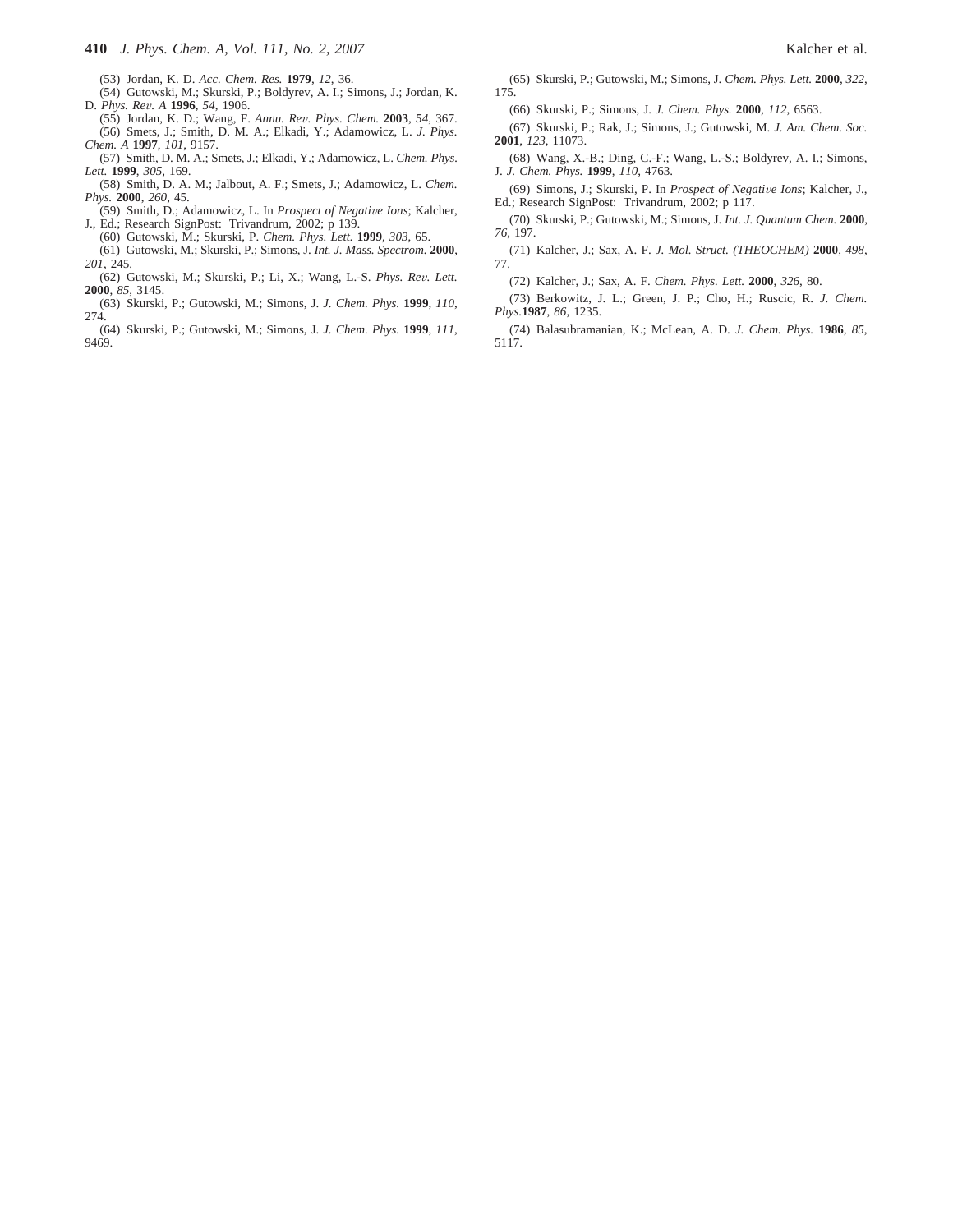(53) Jordan, K. D. *Acc. Chem. Res.* **1979**, *12*, 36.

(54) Gutowski, M.; Skurski, P.; Boldyrev, A. I.; Simons, J.; Jordan, K. D. *Phys. Rev. A* **1996**, *54*, 1906.

(55) Jordan, K. D.; Wang, F. *Annu. Rev. Phys. Chem.* **2003**, *54*, 367.

(56) Smets, J.; Smith, D. M. A.; Elkadi, Y.; Adamowicz, L. *J. Phys. Chem. A* **1997**, *101*, 9157.

(57) Smith, D. M. A.; Smets, J.; Elkadi, Y.; Adamowicz, L. *Chem. Phys. Lett.* **1999**, *305*, 169.

(58) Smith, D. A. M.; Jalbout, A. F.; Smets, J.; Adamowicz, L. *Chem. Phys.* **2000**, *260*, 45.

(59) Smith, D.; Adamowicz, L. In *Prospect of Negative Ions*; Kalcher, J., Ed.; Research SignPost: Trivandrum, 2002; p 139.

(60) Gutowski, M.; Skurski, P. *Chem. Phys. Lett.* **1999**, *303*, 65.

(61) Gutowski, M.; Skurski, P.; Simons, J. *Int. J. Mass. Spectrom.* **2000**, *201*, 245.

(62) Gutowski, M.; Skurski, P.; Li, X.; Wang, L.-S. *Phys. Rev. Lett.* **2000**, *85*, 3145.

(63) Skurski, P.; Gutowski, M.; Simons, J. *J. Chem. Phys.* **1999**, *110*, 274.

(64) Skurski, P.; Gutowski, M.; Simons, J. *J. Chem. Phys.* **1999**, *111*, 9469.

(65) Skurski, P.; Gutowski, M.; Simons, J. *Chem. Phys. Lett.* **2000**, *322*, 175.

(66) Skurski, P.; Simons, J. *J. Chem. Phys.* **2000**, *112*, 6563.

(67) Skurski, P.; Rak, J.; Simons, J.; Gutowski, M. *J. Am. Chem. Soc.* **2001**, *123*, 11073.

(68) Wang, X.-B.; Ding, C.-F.; Wang, L.-S.; Boldyrev, A. I.; Simons, J. *J. Chem. Phys.* **1999**, *110*, 4763.

(69) Simons, J.; Skurski, P. In *Prospect of Negative Ions*; Kalcher, J., Ed.; Research SignPost: Trivandrum, 2002; p 117.

(70) Skurski, P.; Gutowski, M.; Simons, J. *Int. J. Quantum Chem.* **2000**, *76*, 197.

(71) Kalcher, J.; Sax, A. F. *J. Mol. Struct. (THEOCHEM)* **2000**, *498*, 77.

(72) Kalcher, J.; Sax, A. F. *Chem. Phys. Lett.* **2000**, *326*, 80.

(73) Berkowitz, J. L.; Green, J. P.; Cho, H.; Ruscic, R. *J. Chem. Phys.* **1987**, *86*, 1235.

(74) Balasubramanian, K.; McLean, A. D. *J. Chem. Phys.* **1986**, *85*, 5117.